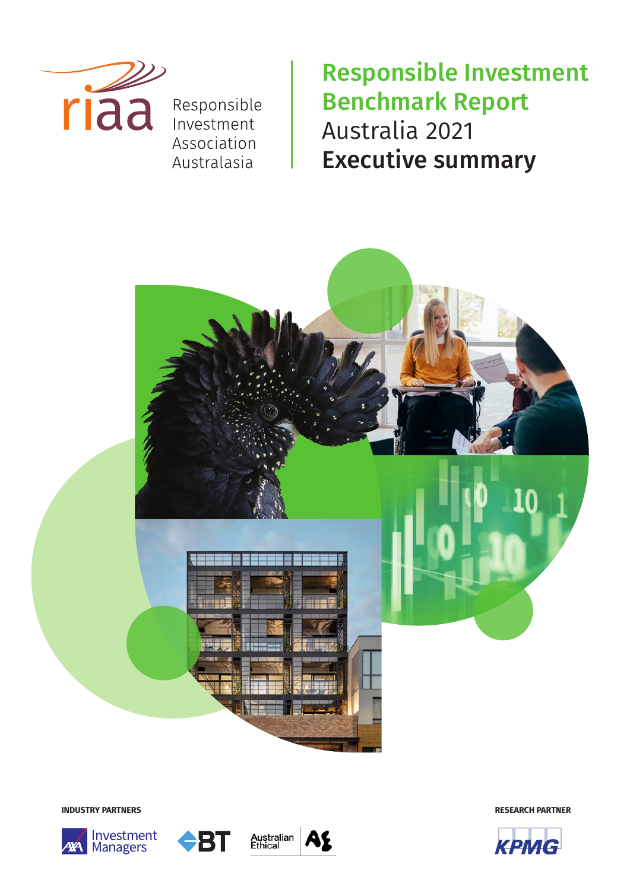riaa

Responsible Investment Association Australasia

# Responsible Investment Benchmark Report

## Australia 2021

## Executive summary

INDUSTRY PARTNERS

AXA Investment Managers

BT

Australian Ethical

RESEARCH PARTNER

KPMG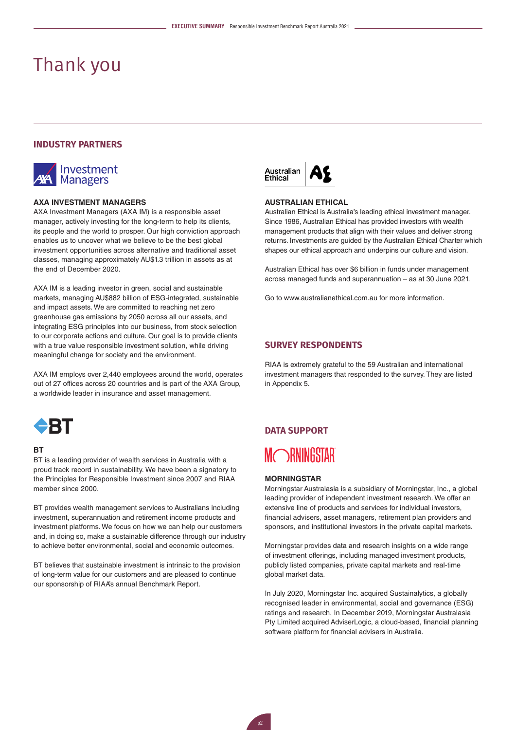# Thank you

## INDUSTRY PARTNERS

### AXA INVESTMENT MANAGERS

AXA Investment Managers (AXA IM) is a responsible asset manager, actively investing for the long-term to help its clients, its people and the world to prosper. Our high conviction approach enables us to uncover what we believe to be the best global investment opportunities across alternative and traditional asset classes, managing approximately AU$1.3 trillion in assets as at the end of December 2020.

AXA IM is a leading investor in green, social and sustainable markets, managing AU$882 billion of ESG-integrated, sustainable and impact assets. We are committed to reaching net zero greenhouse gas emissions by 2050 across all our assets, and integrating ESG principles into our business, from stock selection to our corporate actions and culture. Our goal is to provide clients with a true value responsible investment solution, while driving meaningful change for society and the environment.

AXA IM employs over 2,440 employees around the world, operates out of 27 offices across 20 countries and is part of the AXA Group, a worldwide leader in insurance and asset management.

### BT

BT is a leading provider of wealth services in Australia with a proud track record in sustainability. We have been a signatory to the Principles for Responsible Investment since 2007 and RIAA member since 2000.

BT provides wealth management services to Australians including investment, superannuation and retirement income products and investment platforms. We focus on how we can help our customers and, in doing so, make a sustainable difference through our industry to achieve better environmental, social and economic outcomes.

BT believes that sustainable investment is intrinsic to the provision of long-term value for our customers and are pleased to continue our sponsorship of RIAA's annual Benchmark Report.

### AUSTRALIAN ETHICAL

Australian Ethical is Australia's leading ethical investment manager. Since 1986, Australian Ethical has provided investors with wealth management products that align with their values and deliver strong returns. Investments are guided by the Australian Ethical Charter which shapes our ethical approach and underpins our culture and vision.

Australian Ethical has over $6 billion in funds under management across managed funds and superannuation – as at 30 June 2021.

Go to www.australianethical.com.au for more information.

## SURVEY RESPONDENTS

RIAA is extremely grateful to the 59 Australian and international investment managers that responded to the survey. They are listed in Appendix 5.

## DATA SUPPORT

### MORNINGSTAR

Morningstar Australasia is a subsidiary of Morningstar, Inc., a global leading provider of independent investment research. We offer an extensive line of products and services for individual investors, financial advisers, asset managers, retirement plan providers and sponsors, and institutional investors in the private capital markets.

Morningstar provides data and research insights on a wide range of investment offerings, including managed investment products, publicly listed companies, private capital markets and real-time global market data.

In July 2020, Morningstar Inc. acquired Sustainalytics, a globally recognised leader in environmental, social and governance (ESG) ratings and research. In December 2019, Morningstar Australasia Pty Limited acquired AdviserLogic, a cloud-based, financial planning software platform for financial advisers in Australia.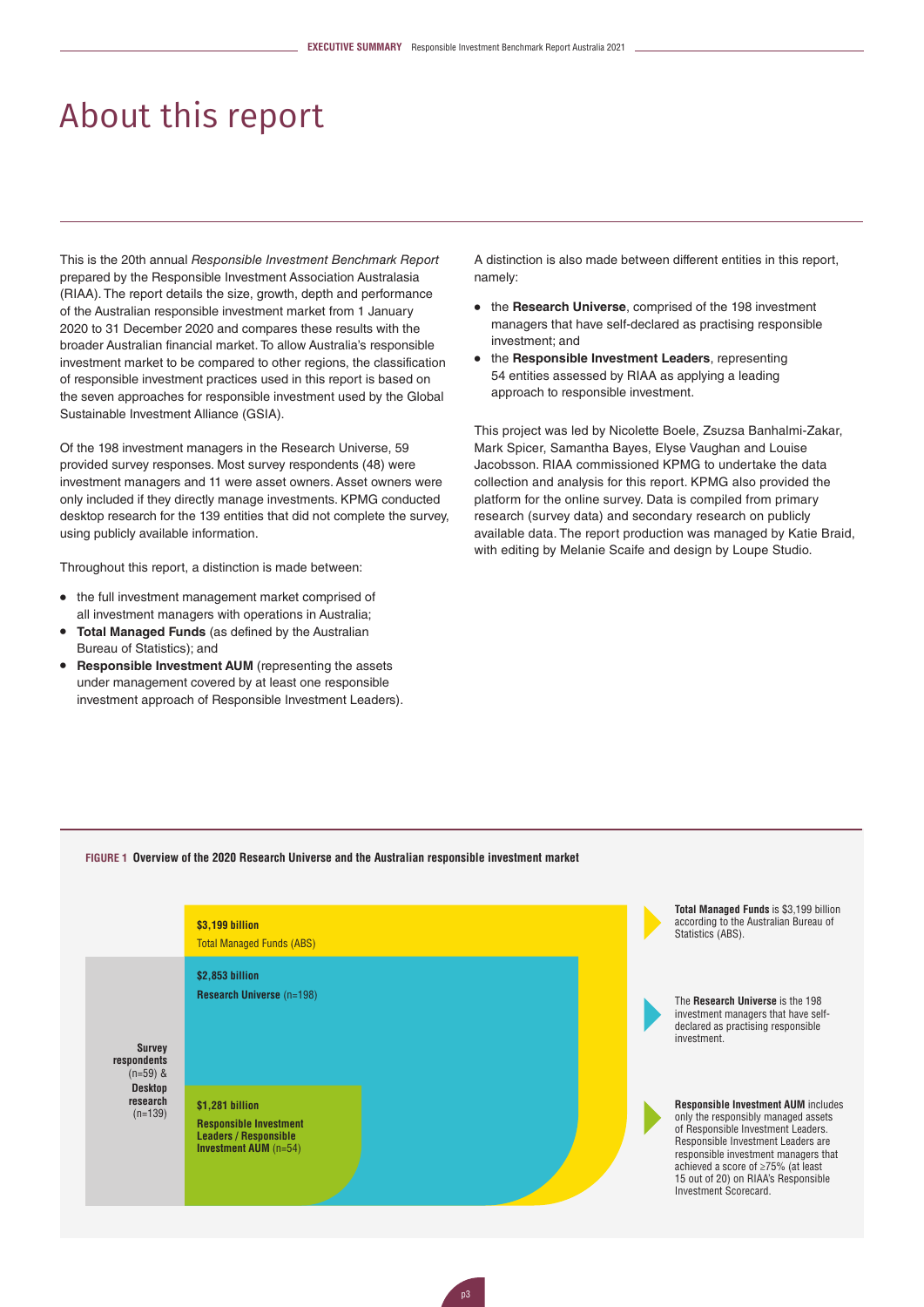# About this report

This is the 20th annual *Responsible Investment Benchmark Report* prepared by the Responsible Investment Association Australasia (RIAA). The report details the size, growth, depth and performance of the Australian responsible investment market from 1 January 2020 to 31 December 2020 and compares these results with the broader Australian financial market. To allow Australia's responsible investment market to be compared to other regions, the classification of responsible investment practices used in this report is based on the seven approaches for responsible investment used by the Global Sustainable Investment Alliance (GSIA).

Of the 198 investment managers in the Research Universe, 59 provided survey responses. Most survey respondents (48) were investment managers and 11 were asset owners. Asset owners were only included if they directly manage investments. KPMG conducted desktop research for the 139 entities that did not complete the survey, using publicly available information.

Throughout this report, a distinction is made between:

- the full investment management market comprised of all investment managers with operations in Australia;
- **Total Managed Funds** (as defined by the Australian Bureau of Statistics); and
- **Responsible Investment AUM** (representing the assets under management covered by at least one responsible investment approach of Responsible Investment Leaders).

A distinction is also made between different entities in this report, namely:

- the **Research Universe**, comprised of the 198 investment managers that have self-declared as practising responsible investment; and
- the **Responsible Investment Leaders**, representing 54 entities assessed by RIAA as applying a leading approach to responsible investment.

This project was led by Nicolette Boele, Zsuzsa Banhalmi-Zakar, Mark Spicer, Samantha Bayes, Elyse Vaughan and Louise Jacobsson. RIAA commissioned KPMG to undertake the data collection and analysis for this report. KPMG also provided the platform for the online survey. Data is compiled from primary research (survey data) and secondary research on publicly available data. The report production was managed by Katie Braid, with editing by Melanie Scaife and design by Loupe Studio.

**FIGURE 1 Overview of the 2020 Research Universe and the Australian responsible investment market**

- **$3,199 billion** — Total Managed Funds (ABS)
- **$2,853 billion** — **Research Universe** (n=198)
- **$1,281 billion** — **Responsible Investment Leaders / Responsible Investment AUM** (n=54)

**Survey respondents** (n=59) & **Desktop research** (n=139)

**Total Managed Funds** is $3,199 billion according to the Australian Bureau of Statistics (ABS).

The **Research Universe** is the 198 investment managers that have self-declared as practising responsible investment.

**Responsible Investment AUM** includes only the responsibly managed assets of Responsible Investment Leaders. Responsible Investment Leaders are responsible investment managers that achieved a score of ≥75% (at least 15 out of 20) on RIAA's Responsible Investment Scorecard.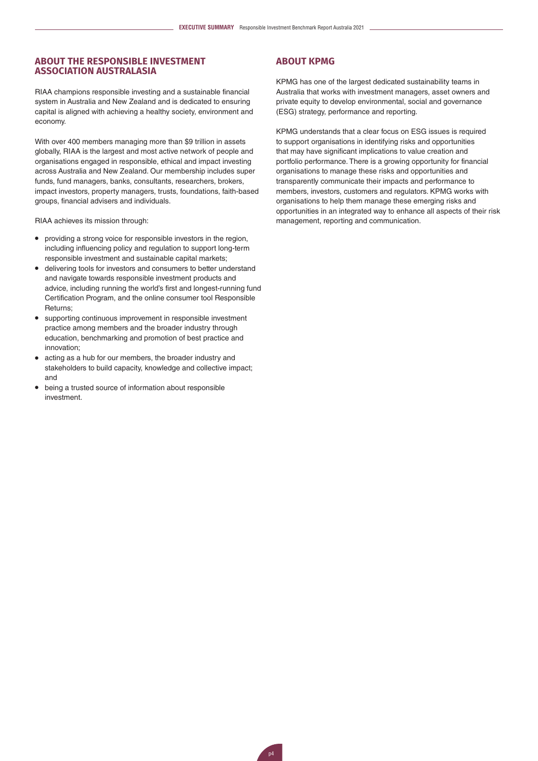## ABOUT THE RESPONSIBLE INVESTMENT ASSOCIATION AUSTRALASIA

RIAA champions responsible investing and a sustainable financial system in Australia and New Zealand and is dedicated to ensuring capital is aligned with achieving a healthy society, environment and economy.

With over 400 members managing more than $9 trillion in assets globally, RIAA is the largest and most active network of people and organisations engaged in responsible, ethical and impact investing across Australia and New Zealand. Our membership includes super funds, fund managers, banks, consultants, researchers, brokers, impact investors, property managers, trusts, foundations, faith-based groups, financial advisers and individuals.

RIAA achieves its mission through:

- providing a strong voice for responsible investors in the region, including influencing policy and regulation to support long-term responsible investment and sustainable capital markets;
- delivering tools for investors and consumers to better understand and navigate towards responsible investment products and advice, including running the world's first and longest-running fund Certification Program, and the online consumer tool Responsible Returns;
- supporting continuous improvement in responsible investment practice among members and the broader industry through education, benchmarking and promotion of best practice and innovation;
- acting as a hub for our members, the broader industry and stakeholders to build capacity, knowledge and collective impact; and
- being a trusted source of information about responsible investment.

## ABOUT KPMG

KPMG has one of the largest dedicated sustainability teams in Australia that works with investment managers, asset owners and private equity to develop environmental, social and governance (ESG) strategy, performance and reporting.

KPMG understands that a clear focus on ESG issues is required to support organisations in identifying risks and opportunities that may have significant implications to value creation and portfolio performance. There is a growing opportunity for financial organisations to manage these risks and opportunities and transparently communicate their impacts and performance to members, investors, customers and regulators. KPMG works with organisations to help them manage these emerging risks and opportunities in an integrated way to enhance all aspects of their risk management, reporting and communication.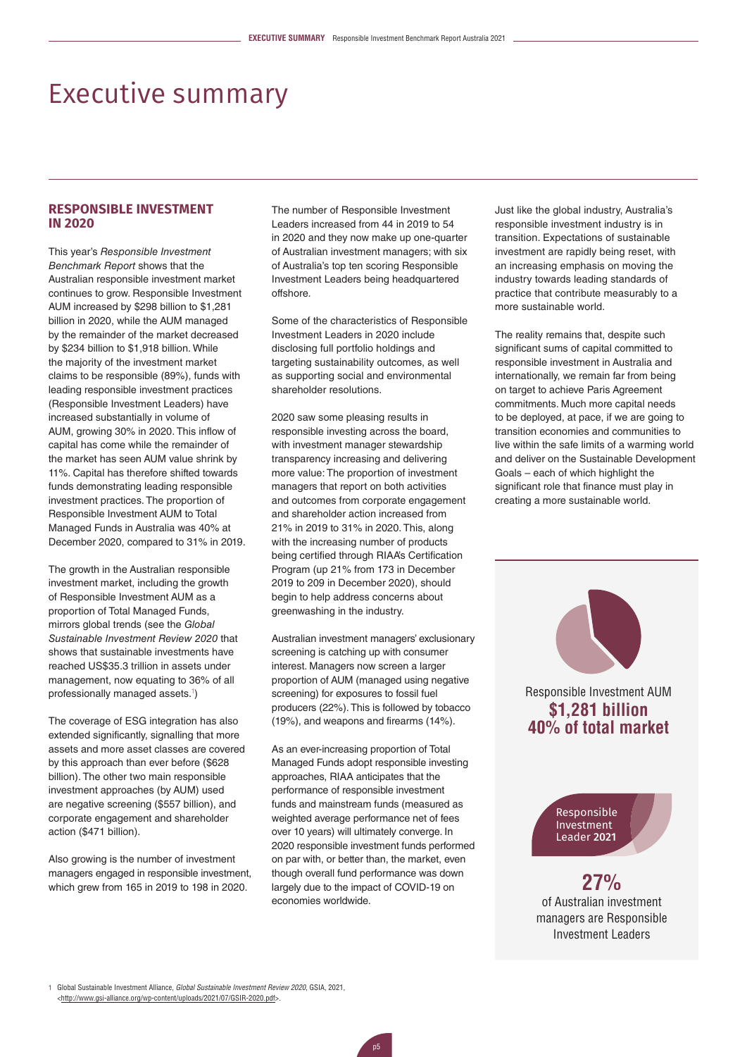# Executive summary

## RESPONSIBLE INVESTMENT IN 2020

This year's *Responsible Investment Benchmark Report* shows that the Australian responsible investment market continues to grow. Responsible Investment AUM increased by $298 billion to $1,281 billion in 2020, while the AUM managed by the remainder of the market decreased by $234 billion to $1,918 billion. While the majority of the investment market claims to be responsible (89%), funds with leading responsible investment practices (Responsible Investment Leaders) have increased substantially in volume of AUM, growing 30% in 2020. This inflow of capital has come while the remainder of the market has seen AUM value shrink by 11%. Capital has therefore shifted towards funds demonstrating leading responsible investment practices. The proportion of Responsible Investment AUM to Total Managed Funds in Australia was 40% at December 2020, compared to 31% in 2019.

The growth in the Australian responsible investment market, including the growth of Responsible Investment AUM as a proportion of Total Managed Funds, mirrors global trends (see the *Global Sustainable Investment Review 2020* that shows that sustainable investments have reached US$35.3 trillion in assets under management, now equating to 36% of all professionally managed assets.[1])

The coverage of ESG integration has also extended significantly, signalling that more assets and more asset classes are covered by this approach than ever before ($628 billion). The other two main responsible investment approaches (by AUM) used are negative screening ($557 billion), and corporate engagement and shareholder action ($471 billion).

Also growing is the number of investment managers engaged in responsible investment, which grew from 165 in 2019 to 198 in 2020.

The number of Responsible Investment Leaders increased from 44 in 2019 to 54 in 2020 and they now make up one-quarter of Australian investment managers; with six of Australia's top ten scoring Responsible Investment Leaders being headquartered offshore.

Some of the characteristics of Responsible Investment Leaders in 2020 include disclosing full portfolio holdings and targeting sustainability outcomes, as well as supporting social and environmental shareholder resolutions.

2020 saw some pleasing results in responsible investing across the board, with investment manager stewardship transparency increasing and delivering more value: The proportion of investment managers that report on both activities and outcomes from corporate engagement and shareholder action increased from 21% in 2019 to 31% in 2020. This, along with the increasing number of products being certified through RIAA's Certification Program (up 21% from 173 in December 2019 to 209 in December 2020), should begin to help address concerns about greenwashing in the industry.

Australian investment managers' exclusionary screening is catching up with consumer interest. Managers now screen a larger proportion of AUM (managed using negative screening) for exposures to fossil fuel producers (22%). This is followed by tobacco (19%), and weapons and firearms (14%).

As an ever-increasing proportion of Total Managed Funds adopt responsible investing approaches, RIAA anticipates that the performance of responsible investment funds and mainstream funds (measured as weighted average performance net of fees over 10 years) will ultimately converge. In 2020 responsible investment funds performed on par with, or better than, the market, even though overall fund performance was down largely due to the impact of COVID-19 on economies worldwide.

Just like the global industry, Australia's responsible investment industry is in transition. Expectations of sustainable investment are rapidly being reset, with an increasing emphasis on moving the industry towards leading standards of practice that contribute measurably to a more sustainable world.

The reality remains that, despite such significant sums of capital committed to responsible investment in Australia and internationally, we remain far from being on target to achieve Paris Agreement commitments. Much more capital needs to be deployed, at pace, if we are going to transition economies and communities to live within the safe limits of a warming world and deliver on the Sustainable Development Goals – each of which highlight the significant role that finance must play in creating a more sustainable world.

Responsible Investment AUM
**$1,281 billion**
**40% of total market**

Responsible Investment Leader **2021**

**27%**
of Australian investment managers are Responsible Investment Leaders

1 Global Sustainable Investment Alliance, *Global Sustainable Investment Review 2020*, GSIA, 2021, <http://www.gsi-alliance.org/wp-content/uploads/2021/07/GSIR-2020.pdf>.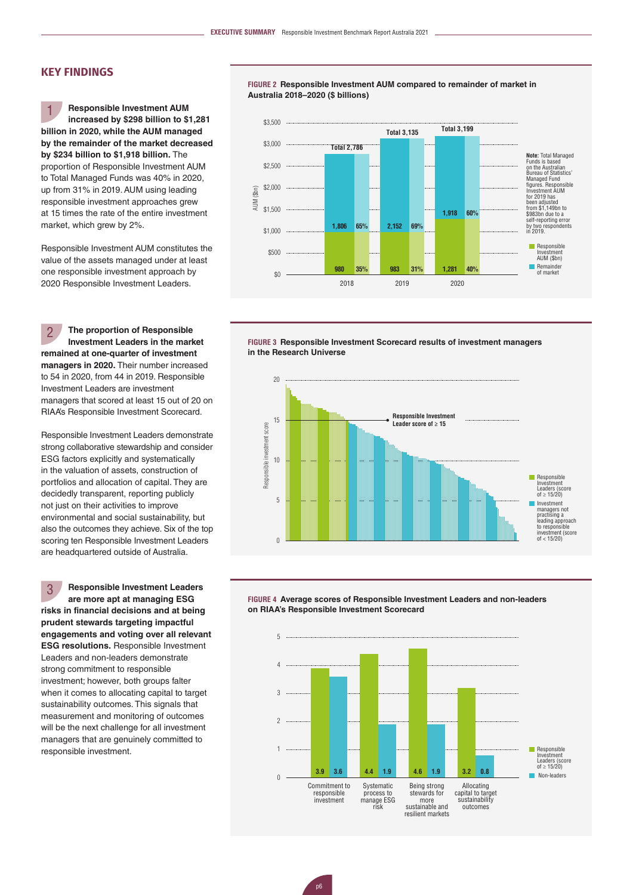## KEY FINDINGS

**1** **Responsible Investment AUM increased by $298 billion to $1,281 billion in 2020, while the AUM managed by the remainder of the market decreased by $234 billion to $1,918 billion.** The proportion of Responsible Investment AUM to Total Managed Funds was 40% in 2020, up from 31% in 2019. AUM using leading responsible investment approaches grew at 15 times the rate of the entire investment market, which grew by 2%.

Responsible Investment AUM constitutes the value of the assets managed under at least one responsible investment approach by 2020 Responsible Investment Leaders.

**2** **The proportion of Responsible Investment Leaders in the market remained at one-quarter of investment managers in 2020.** Their number increased to 54 in 2020, from 44 in 2019. Responsible Investment Leaders are investment managers that scored at least 15 out of 20 on RIAA's Responsible Investment Scorecard.

Responsible Investment Leaders demonstrate strong collaborative stewardship and consider ESG factors explicitly and systematically in the valuation of assets, construction of portfolios and allocation of capital. They are decidedly transparent, reporting publicly not just on their activities to improve environmental and social sustainability, but also the outcomes they achieve. Six of the top scoring ten Responsible Investment Leaders are headquartered outside of Australia.

**3** **Responsible Investment Leaders are more apt at managing ESG risks in financial decisions and at being prudent stewards targeting impactful engagements and voting over all relevant ESG resolutions.** Responsible Investment Leaders and non-leaders demonstrate strong commitment to responsible investment; however, both groups falter when it comes to allocating capital to target sustainability outcomes. This signals that measurement and monitoring of outcomes will be the next challenge for all investment managers that are genuinely committed to responsible investment.

**FIGURE 2** **Responsible Investment AUM compared to remainder of market in Australia 2018–2020 ($ billions)**

| Year | Responsible Investment AUM ($bn) | Remainder of market | Total |
|---|---|---|---|
| 2018 | 980 (35%) | 1,806 (65%) | 2,786 |
| 2019 | 983 (31%) | 2,152 (69%) | 3,135 |
| 2020 | 1,281 (40%) | 1,918 (60%) | 3,199 |

**Note:** Total Managed Funds is based on the Australian Bureau of Statistics' Managed Fund figures. Responsible Investment AUM for 2019 has been adjusted from $1,149bn to $983bn due to a self-reporting error by two respondents in 2019.

**FIGURE 3** **Responsible Investment Scorecard results of investment managers in the Research Universe**

Responsible Investment Leader score of ≥ 15

Legend: Responsible Investment Leaders (score of ≥ 15/20); Investment managers not practising a leading approach to responsible investment (score of < 15/20)

**FIGURE 4** **Average scores of Responsible Investment Leaders and non-leaders on RIAA's Responsible Investment Scorecard**

| | Responsible Investment Leaders (score of ≥ 15/20) | Non-leaders |
|---|---|---|
| Commitment to responsible investment | 3.9 | 3.6 |
| Systematic process to manage ESG risk | 4.4 | 1.9 |
| Being strong stewards for more sustainable and resilient markets | 4.6 | 1.9 |
| Allocating capital to target sustainability outcomes | 3.2 | 0.8 |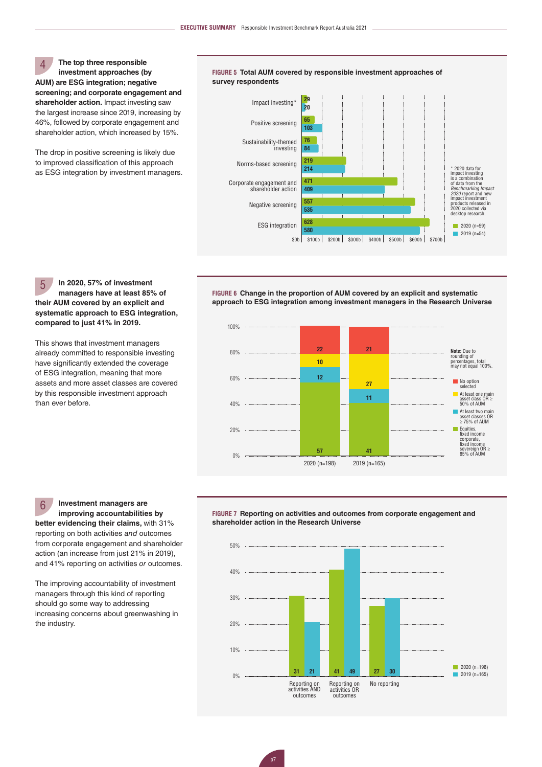## 4 The top three responsible investment approaches (by AUM) are ESG integration; negative screening; and corporate engagement and shareholder action.

Impact investing saw the largest increase since 2019, increasing by 46%, followed by corporate engagement and shareholder action, which increased by 15%.

The drop in positive screening is likely due to improved classification of this approach as ESG integration by investment managers.

**FIGURE 5 Total AUM covered by responsible investment approaches of survey respondents**

| Approach | 2020 (n=59) | 2019 (n=54) |
|---|---|---|
| Impact investing* | 29 | 20 |
| Positive screening | 65 | 103 |
| Sustainability-themed investing | 76 | 84 |
| Norms-based screening | 219 | 214 |
| Corporate engagement and shareholder action | 471 | 409 |
| Negative screening | 557 | 535 |
| ESG integration | 628 | 580 |

\* 2020 data for impact investing is a combination of data from the *Benchmarking Impact 2020* report and new impact investment products released in 2020 collected via desktop research.

## 5 In 2020, 57% of investment managers have at least 85% of their AUM covered by an explicit and systematic approach to ESG integration, compared to just 41% in 2019.

This shows that investment managers already committed to responsible investing have significantly extended the coverage of ESG integration, meaning that more assets and more asset classes are covered by this responsible investment approach than ever before.

**FIGURE 6 Change in the proportion of AUM covered by an explicit and systematic approach to ESG integration among investment managers in the Research Universe**

| Category | 2020 (n=198) | 2019 (n=165) |
|---|---|---|
| No option selected | 22 | 21 |
| At least one main asset class OR ≥ 50% of AUM | 10 | 27 |
| At least two main asset classes OR ≥ 75% of AUM | 12 | 11 |
| Equities, fixed income corporate, fixed income sovereign OR ≥ 85% of AUM | 57 | 41 |

**Note:** Due to rounding of percentages, total may not equal 100%.

## 6 Investment managers are improving accountabilities by better evidencing their claims,

with 31% reporting on both activities *and* outcomes from corporate engagement and shareholder action (an increase from just 21% in 2019), and 41% reporting on activities *or* outcomes.

The improving accountability of investment managers through this kind of reporting should go some way to addressing increasing concerns about greenwashing in the industry.

**FIGURE 7 Reporting on activities and outcomes from corporate engagement and shareholder action in the Research Universe**

| Category | 2020 (n=198) | 2019 (n=165) |
|---|---|---|
| Reporting on activities AND outcomes | 31 | 21 |
| Reporting on activities OR outcomes | 41 | 49 |
| No reporting | 27 | 30 |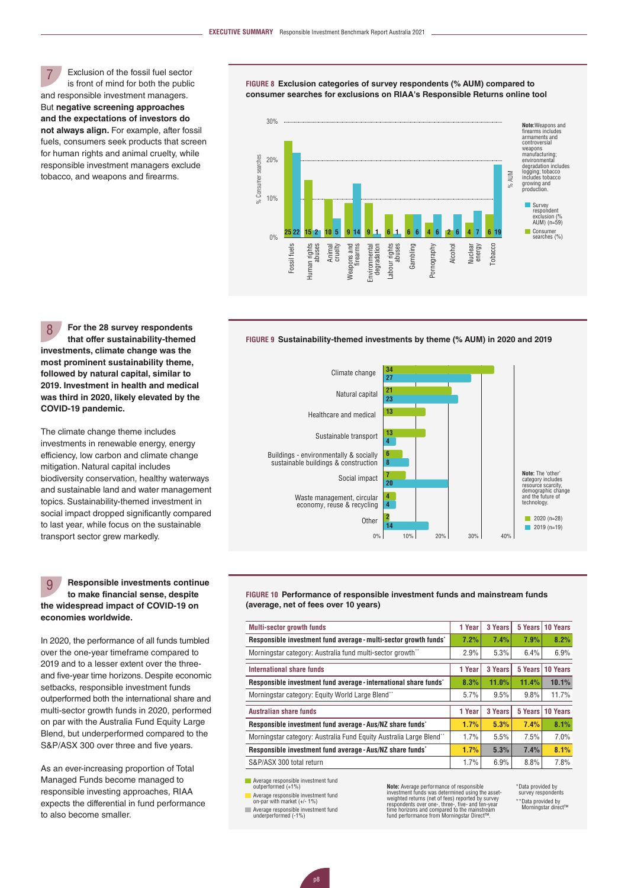**7** Exclusion of the fossil fuel sector is front of mind for both the public and responsible investment managers. But **negative screening approaches and the expectations of investors do not always align.** For example, after fossil fuels, consumers seek products that screen for human rights and animal cruelty, while responsible investment managers exclude tobacco, and weapons and firearms.

**FIGURE 8 Exclusion categories of survey respondents (% AUM) compared to consumer searches for exclusions on RIAA's Responsible Returns online tool**

| Category | Consumer searches (%) | Survey respondent exclusion (% AUM) (n=59) |
|---|---|---|
| Fossil fuels | 25 | 22 |
| Human rights abuses | 15 | 2 |
| Animal cruelty | 10 | 5 |
| Weapons and firearms | 9 | 14 |
| Environmental degradation | 9 | 1 |
| Labour rights abuses | 6 | 1 |
| Gambling | 6 | 6 |
| Pornography | 4 | 6 |
| Alcohol | 2 | 6 |
| Nuclear energy | 4 | 7 |
| Tobacco | 6 | 19 |

Note: Weapons and firearms includes armaments and controversial weapons manufacturing; environmental degradation includes logging; tobacco includes tobacco growing and production.

**8** **For the 28 survey respondents that offer sustainability-themed investments, climate change was the most prominent sustainability theme, followed by natural capital, similar to 2019. Investment in health and medical was third in 2020, likely elevated by the COVID-19 pandemic.**

The climate change theme includes investments in renewable energy, energy efficiency, low carbon and climate change mitigation. Natural capital includes biodiversity conservation, healthy waterways and sustainable land and water management topics. Sustainability-themed investment in social impact dropped significantly compared to last year, while focus on the sustainable transport sector grew markedly.

**FIGURE 9 Sustainability-themed investments by theme (% AUM) in 2020 and 2019**

| Theme | 2020 (n=28) | 2019 (n=19) |
|---|---|---|
| Climate change | 34 | 27 |
| Natural capital | 21 | 23 |
| Healthcare and medical | 13 | |
| Sustainable transport | 13 | 4 |
| Buildings - environmentally & socially sustainable buildings & construction | 6 | 8 |
| Social impact | 7 | 20 |
| Waste management, circular economy, reuse & recycling | 4 | 4 |
| Other | 2 | 14 |

Note: The 'other' category includes resource scarcity, demographic change and the future of technology.

**9** **Responsible investments continue to make financial sense, despite the widespread impact of COVID-19 on economies worldwide.**

In 2020, the performance of all funds tumbled over the one-year timeframe compared to 2019 and to a lesser extent over the three- and five-year time horizons. Despite economic setbacks, responsible investment funds outperformed both the international share and multi-sector growth funds in 2020, performed on par with the Australia Fund Equity Large Blend, but underperformed compared to the S&P/ASX 300 over three and five years.

As an ever-increasing proportion of Total Managed Funds become managed to responsible investing approaches, RIAA expects the differential in fund performance to also become smaller.

**FIGURE 10 Performance of responsible investment funds and mainstream funds (average, net of fees over 10 years)**

| Multi-sector growth funds | 1 Year | 3 Years | 5 Years | 10 Years |
|---|---|---|---|---|
| **Responsible investment fund average - multi-sector growth funds*** | 7.2% | 7.4% | 7.9% | 8.2% |
| Morningstar category: Australia fund multi-sector growth** | 2.9% | 5.3% | 6.4% | 6.9% |
| **International share funds** | **1 Year** | **3 Years** | **5 Years** | **10 Years** |
| **Responsible investment fund average - international share funds*** | 8.3% | 11.0% | 11.4% | 10.1% |
| Morningstar category: Equity World Large Blend** | 5.7% | 9.5% | 9.8% | 11.7% |
| **Australian share funds** | **1 Year** | **3 Years** | **5 Years** | **10 Years** |
| **Responsible investment fund average - Aus/NZ share funds*** | 1.7% | 5.3% | 7.4% | 8.1% |
| Morningstar category: Australia Fund Equity Australia Large Blend** | 1.7% | 5.5% | 7.5% | 7.0% |
| **Responsible investment fund average - Aus/NZ share funds*** | 1.7% | 5.3% | 7.4% | 8.1% |
| S&P/ASX 300 total return | 1.7% | 6.9% | 8.8% | 7.8% |

Average responsible investment fund outperformed (+1%)
Average responsible investment fund on-par with market (+/- 1%)
Average responsible investment fund underperformed (-1%)

**Note:** Average performance of responsible investment funds was determined using the asset-weighted returns (net of fees) reported by survey respondents over one-, three-, five- and ten-year time horizons and compared to the mainstream fund performance from Morningstar Direct™.

*Data provided by survey respondents
**Data provided by Morningstar direct™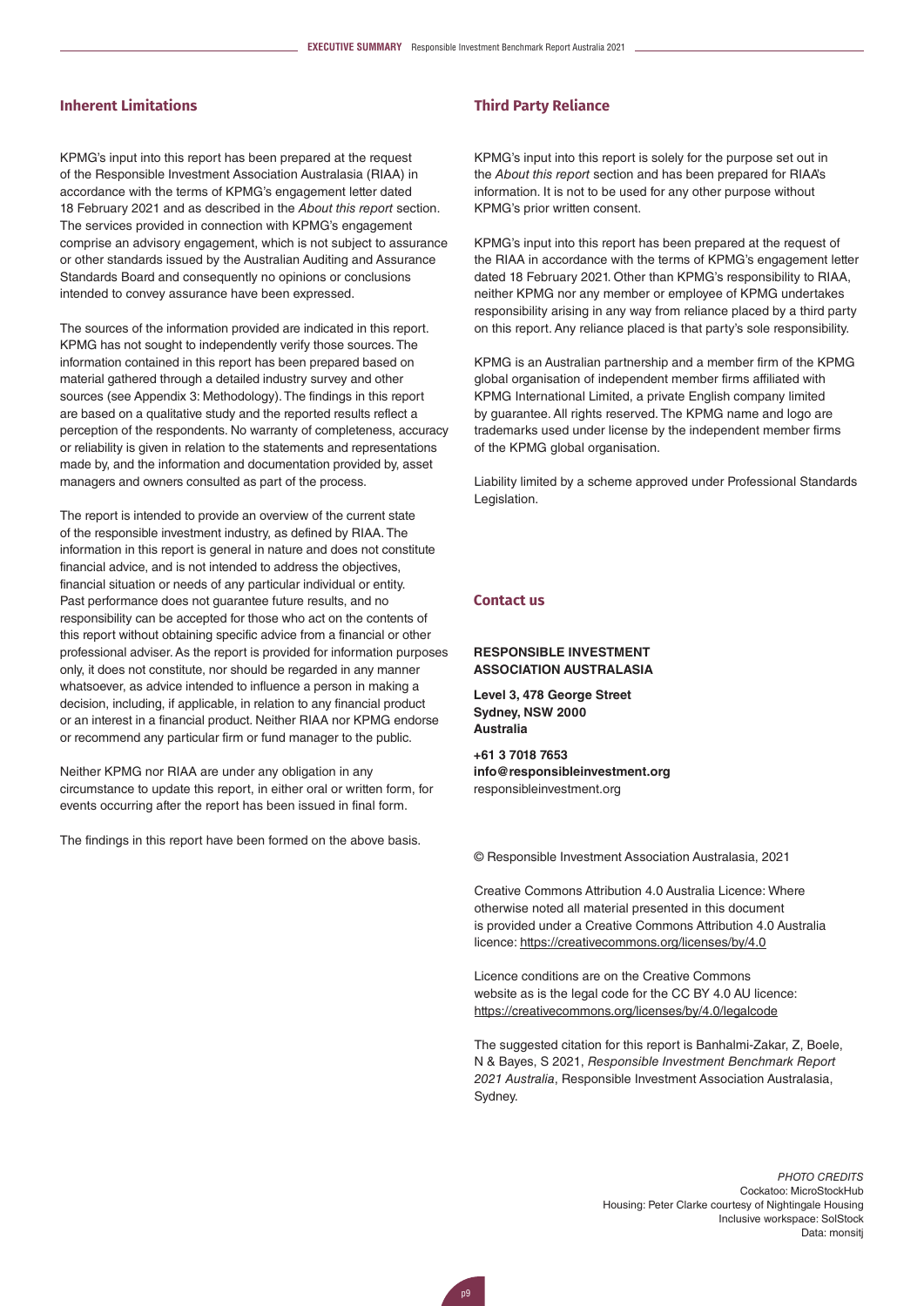## Inherent Limitations

KPMG's input into this report has been prepared at the request of the Responsible Investment Association Australasia (RIAA) in accordance with the terms of KPMG's engagement letter dated 18 February 2021 and as described in the *About this report* section. The services provided in connection with KPMG's engagement comprise an advisory engagement, which is not subject to assurance or other standards issued by the Australian Auditing and Assurance Standards Board and consequently no opinions or conclusions intended to convey assurance have been expressed.

The sources of the information provided are indicated in this report. KPMG has not sought to independently verify those sources. The information contained in this report has been prepared based on material gathered through a detailed industry survey and other sources (see Appendix 3: Methodology). The findings in this report are based on a qualitative study and the reported results reflect a perception of the respondents. No warranty of completeness, accuracy or reliability is given in relation to the statements and representations made by, and the information and documentation provided by, asset managers and owners consulted as part of the process.

The report is intended to provide an overview of the current state of the responsible investment industry, as defined by RIAA. The information in this report is general in nature and does not constitute financial advice, and is not intended to address the objectives, financial situation or needs of any particular individual or entity. Past performance does not guarantee future results, and no responsibility can be accepted for those who act on the contents of this report without obtaining specific advice from a financial or other professional adviser. As the report is provided for information purposes only, it does not constitute, nor should be regarded in any manner whatsoever, as advice intended to influence a person in making a decision, including, if applicable, in relation to any financial product or an interest in a financial product. Neither RIAA nor KPMG endorse or recommend any particular firm or fund manager to the public.

Neither KPMG nor RIAA are under any obligation in any circumstance to update this report, in either oral or written form, for events occurring after the report has been issued in final form.

The findings in this report have been formed on the above basis.

## Third Party Reliance

KPMG's input into this report is solely for the purpose set out in the *About this report* section and has been prepared for RIAA's information. It is not to be used for any other purpose without KPMG's prior written consent.

KPMG's input into this report has been prepared at the request of the RIAA in accordance with the terms of KPMG's engagement letter dated 18 February 2021. Other than KPMG's responsibility to RIAA, neither KPMG nor any member or employee of KPMG undertakes responsibility arising in any way from reliance placed by a third party on this report. Any reliance placed is that party's sole responsibility.

KPMG is an Australian partnership and a member firm of the KPMG global organisation of independent member firms affiliated with KPMG International Limited, a private English company limited by guarantee. All rights reserved. The KPMG name and logo are trademarks used under license by the independent member firms of the KPMG global organisation.

Liability limited by a scheme approved under Professional Standards Legislation.

## Contact us

**RESPONSIBLE INVESTMENT ASSOCIATION AUSTRALASIA**

**Level 3, 478 George Street**
**Sydney, NSW 2000**
**Australia**

**+61 3 7018 7653**
**info@responsibleinvestment.org**
responsibleinvestment.org

© Responsible Investment Association Australasia, 2021

Creative Commons Attribution 4.0 Australia Licence: Where otherwise noted all material presented in this document is provided under a Creative Commons Attribution 4.0 Australia licence: https://creativecommons.org/licenses/by/4.0

Licence conditions are on the Creative Commons website as is the legal code for the CC BY 4.0 AU licence: https://creativecommons.org/licenses/by/4.0/legalcode

The suggested citation for this report is Banhalmi-Zakar, Z, Boele, N & Bayes, S 2021, *Responsible Investment Benchmark Report 2021 Australia*, Responsible Investment Association Australasia, Sydney.

*PHOTO CREDITS*
Cockatoo: MicroStockHub
Housing: Peter Clarke courtesy of Nightingale Housing
Inclusive workspace: SolStock
Data: monsitj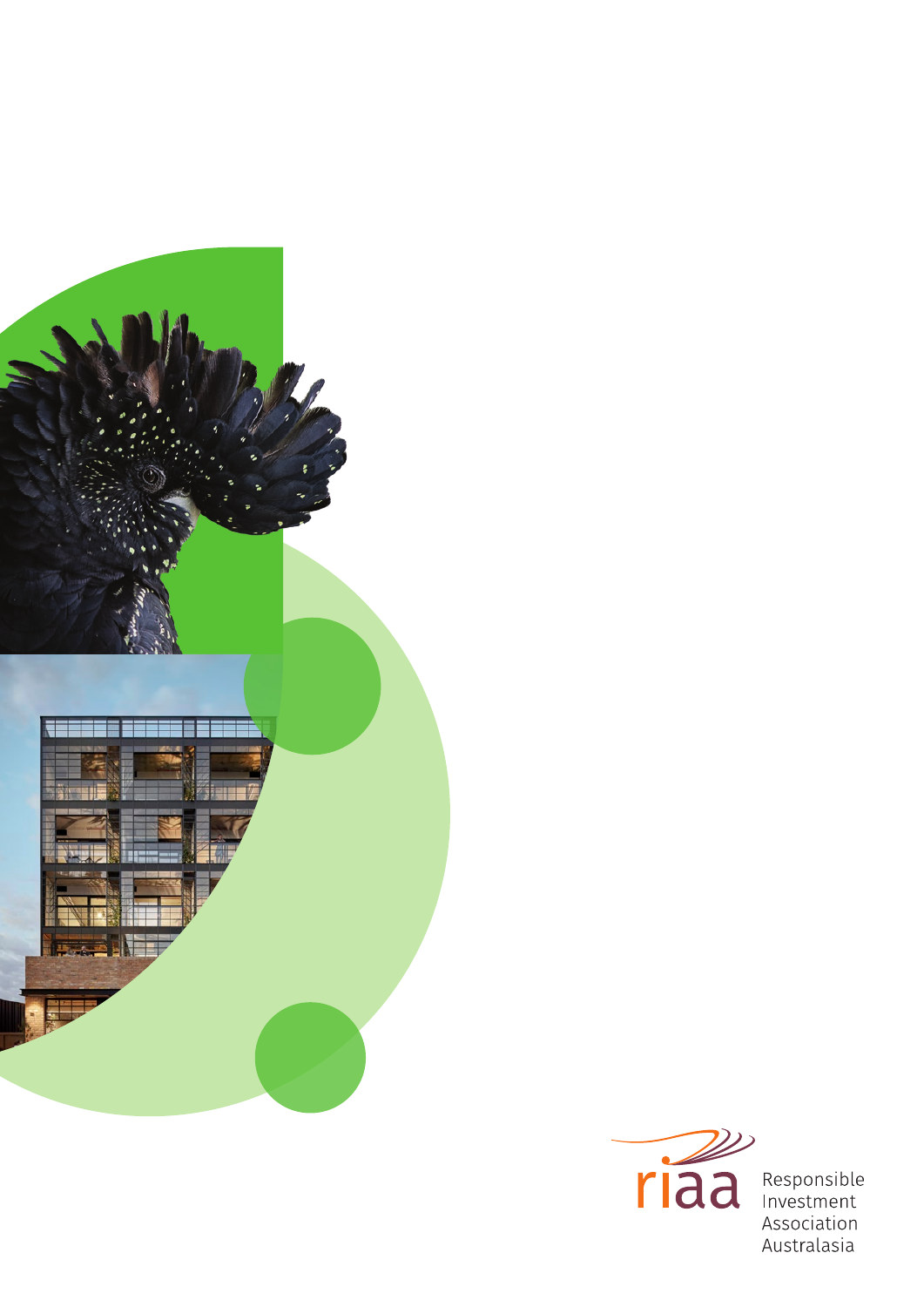riaa

Responsible Investment Association Australasia